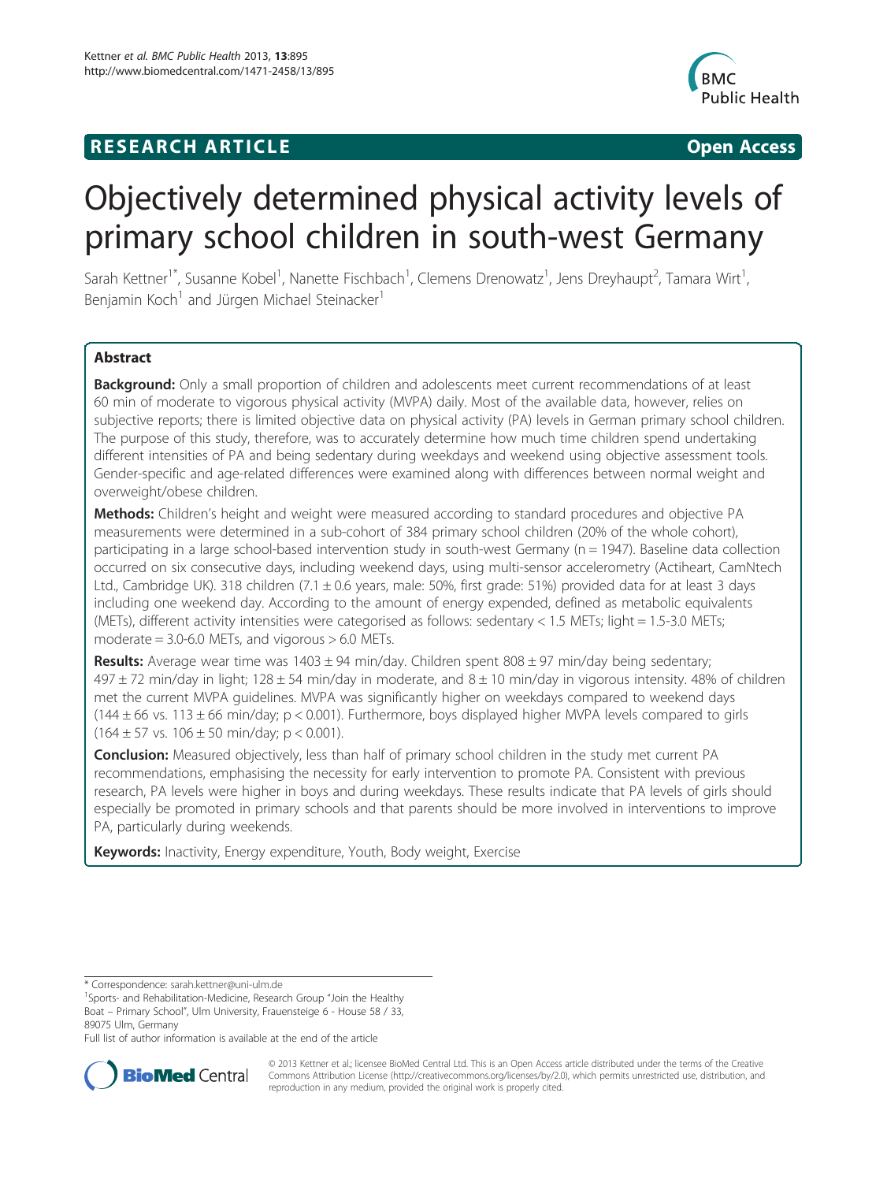**RESEARCH ARTICLE** **Open Access**

# Objectively determined physical activity levels of primary school children in south-west Germany

Sarah Kettner[1*], Susanne Kobel[1], Nanette Fischbach[1], Clemens Drenowatz[1], Jens Dreyhaupt[2], Tamara Wirt[1], Benjamin Koch[1] and Jürgen Michael Steinacker[1]

## Abstract

**Background:** Only a small proportion of children and adolescents meet current recommendations of at least 60 min of moderate to vigorous physical activity (MVPA) daily. Most of the available data, however, relies on subjective reports; there is limited objective data on physical activity (PA) levels in German primary school children. The purpose of this study, therefore, was to accurately determine how much time children spend undertaking different intensities of PA and being sedentary during weekdays and weekend using objective assessment tools. Gender-specific and age-related differences were examined along with differences between normal weight and overweight/obese children.

**Methods:** Children's height and weight were measured according to standard procedures and objective PA measurements were determined in a sub-cohort of 384 primary school children (20% of the whole cohort), participating in a large school-based intervention study in south-west Germany (n = 1947). Baseline data collection occurred on six consecutive days, including weekend days, using multi-sensor accelerometry (Actiheart, CamNtech Ltd., Cambridge UK). 318 children (7.1 ± 0.6 years, male: 50%, first grade: 51%) provided data for at least 3 days including one weekend day. According to the amount of energy expended, defined as metabolic equivalents (METs), different activity intensities were categorised as follows: sedentary < 1.5 METs; light = 1.5-3.0 METs; moderate = 3.0-6.0 METs, and vigorous > 6.0 METs.

**Results:** Average wear time was 1403 ± 94 min/day. Children spent 808 ± 97 min/day being sedentary; 497 ± 72 min/day in light; 128 ± 54 min/day in moderate, and 8 ± 10 min/day in vigorous intensity. 48% of children met the current MVPA guidelines. MVPA was significantly higher on weekdays compared to weekend days (144 ± 66 vs. 113 ± 66 min/day; p < 0.001). Furthermore, boys displayed higher MVPA levels compared to girls (164 ± 57 vs. 106 ± 50 min/day; p < 0.001).

**Conclusion:** Measured objectively, less than half of primary school children in the study met current PA recommendations, emphasising the necessity for early intervention to promote PA. Consistent with previous research, PA levels were higher in boys and during weekdays. These results indicate that PA levels of girls should especially be promoted in primary schools and that parents should be more involved in interventions to improve PA, particularly during weekends.

**Keywords:** Inactivity, Energy expenditure, Youth, Body weight, Exercise

---

\* Correspondence: sarah.kettner@uni-ulm.de
[1]Sports- and Rehabilitation-Medicine, Research Group "Join the Healthy Boat – Primary School", Ulm University, Frauensteige 6 - House 58 / 33, 89075 Ulm, Germany
Full list of author information is available at the end of the article

© 2013 Kettner et al.; licensee BioMed Central Ltd. This is an Open Access article distributed under the terms of the Creative Commons Attribution License (http://creativecommons.org/licenses/by/2.0), which permits unrestricted use, distribution, and reproduction in any medium, provided the original work is properly cited.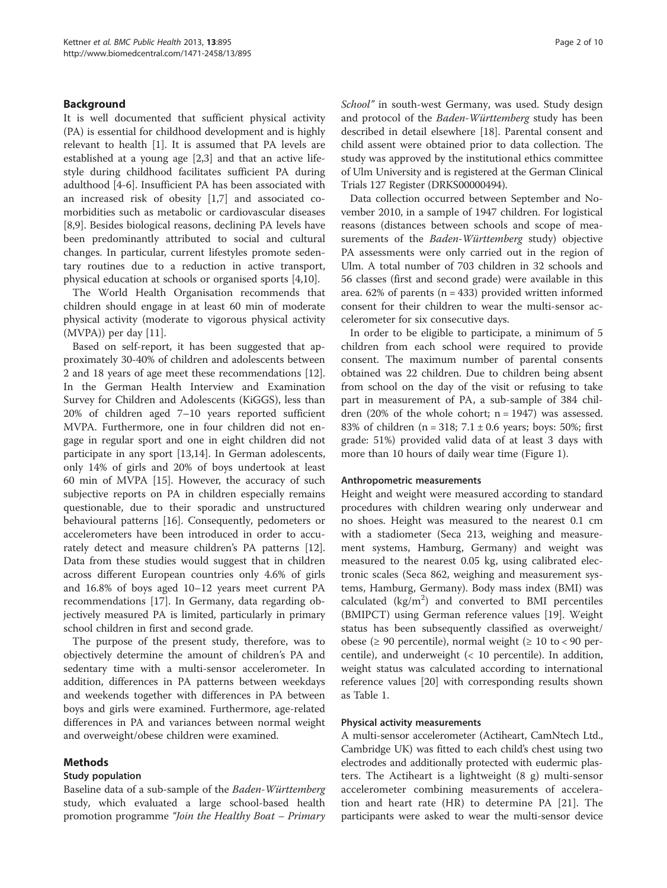## Background

It is well documented that sufficient physical activity (PA) is essential for childhood development and is highly relevant to health [1]. It is assumed that PA levels are established at a young age [2,3] and that an active lifestyle during childhood facilitates sufficient PA during adulthood [4-6]. Insufficient PA has been associated with an increased risk of obesity [1,7] and associated comorbidities such as metabolic or cardiovascular diseases [8,9]. Besides biological reasons, declining PA levels have been predominantly attributed to social and cultural changes. In particular, current lifestyles promote sedentary routines due to a reduction in active transport, physical education at schools or organised sports [4,10].

The World Health Organisation recommends that children should engage in at least 60 min of moderate physical activity (moderate to vigorous physical activity (MVPA)) per day [11].

Based on self-report, it has been suggested that approximately 30-40% of children and adolescents between 2 and 18 years of age meet these recommendations [12]. In the German Health Interview and Examination Survey for Children and Adolescents (KiGGS), less than 20% of children aged 7–10 years reported sufficient MVPA. Furthermore, one in four children did not engage in regular sport and one in eight children did not participate in any sport [13,14]. In German adolescents, only 14% of girls and 20% of boys undertook at least 60 min of MVPA [15]. However, the accuracy of such subjective reports on PA in children especially remains questionable, due to their sporadic and unstructured behavioural patterns [16]. Consequently, pedometers or accelerometers have been introduced in order to accurately detect and measure children's PA patterns [12]. Data from these studies would suggest that in children across different European countries only 4.6% of girls and 16.8% of boys aged 10–12 years meet current PA recommendations [17]. In Germany, data regarding objectively measured PA is limited, particularly in primary school children in first and second grade.

The purpose of the present study, therefore, was to objectively determine the amount of children's PA and sedentary time with a multi-sensor accelerometer. In addition, differences in PA patterns between weekdays and weekends together with differences in PA between boys and girls were examined. Furthermore, age-related differences in PA and variances between normal weight and overweight/obese children were examined.

## Methods

### Study population

Baseline data of a sub-sample of the *Baden-Württemberg* study, which evaluated a large school-based health promotion programme *"Join the Healthy Boat – Primary School"* in south-west Germany, was used. Study design and protocol of the *Baden-Württemberg* study has been described in detail elsewhere [18]. Parental consent and child assent were obtained prior to data collection. The study was approved by the institutional ethics committee of Ulm University and is registered at the German Clinical Trials 127 Register (DRKS00000494).

Data collection occurred between September and November 2010, in a sample of 1947 children. For logistical reasons (distances between schools and scope of measurements of the *Baden-Württemberg* study) objective PA assessments were only carried out in the region of Ulm. A total number of 703 children in 32 schools and 56 classes (first and second grade) were available in this area. 62% of parents (n = 433) provided written informed consent for their children to wear the multi-sensor accelerometer for six consecutive days.

In order to be eligible to participate, a minimum of 5 children from each school were required to provide consent. The maximum number of parental consents obtained was 22 children. Due to children being absent from school on the day of the visit or refusing to take part in measurement of PA, a sub-sample of 384 children (20% of the whole cohort; n = 1947) was assessed. 83% of children (n = 318; 7.1 ± 0.6 years; boys: 50%; first grade: 51%) provided valid data of at least 3 days with more than 10 hours of daily wear time (Figure 1).

### Anthropometric measurements

Height and weight were measured according to standard procedures with children wearing only underwear and no shoes. Height was measured to the nearest 0.1 cm with a stadiometer (Seca 213, weighing and measurement systems, Hamburg, Germany) and weight was measured to the nearest 0.05 kg, using calibrated electronic scales (Seca 862, weighing and measurement systems, Hamburg, Germany). Body mass index (BMI) was calculated ($kg/m^2$) and converted to BMI percentiles (BMIPCT) using German reference values [19]. Weight status has been subsequently classified as overweight/obese (≥ 90 percentile), normal weight (≥ 10 to < 90 percentile), and underweight (< 10 percentile). In addition, weight status was calculated according to international reference values [20] with corresponding results shown as Table 1.

### Physical activity measurements

A multi-sensor accelerometer (Actiheart, CamNtech Ltd., Cambridge UK) was fitted to each child's chest using two electrodes and additionally protected with eudermic plasters. The Actiheart is a lightweight (8 g) multi-sensor accelerometer combining measurements of acceleration and heart rate (HR) to determine PA [21]. The participants were asked to wear the multi-sensor device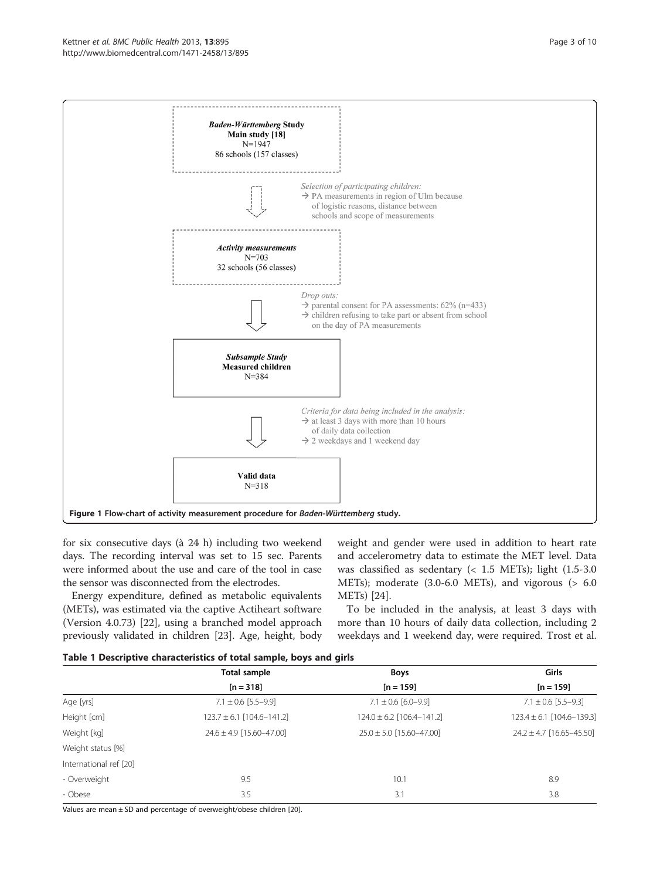**Baden-Württemberg Study**
**Main study [18]**
N=1947
86 schools (157 classes)

*Selection of participating children:*
→ PA measurements in region of Ulm because of logistic reasons, distance between schools and scope of measurements

**Activity measurements**
N=703
32 schools (56 classes)

*Drop outs:*
→ parental consent for PA assessments: 62% (n=433)
→ children refusing to take part or absent from school on the day of PA measurements

**Subsample Study**
**Measured children**
N=384

*Criteria for data being included in the analysis:*
→ at least 3 days with more than 10 hours of daily data collection
→ 2 weekdays and 1 weekend day

**Valid data**
N=318

**Figure 1 Flow-chart of activity measurement procedure for *Baden-Württemberg* study.**

for six consecutive days (à 24 h) including two weekend days. The recording interval was set to 15 sec. Parents were informed about the use and care of the tool in case the sensor was disconnected from the electrodes.

Energy expenditure, defined as metabolic equivalents (METs), was estimated via the captive Actiheart software (Version 4.0.73) [22], using a branched model approach previously validated in children [23]. Age, height, body weight and gender were used in addition to heart rate and accelerometry data to estimate the MET level. Data was classified as sedentary (< 1.5 METs); light (1.5-3.0 METs); moderate (3.0-6.0 METs), and vigorous (> 6.0 METs) [24].

To be included in the analysis, at least 3 days with more than 10 hours of daily data collection, including 2 weekdays and 1 weekend day, were required. Trost et al.

**Table 1 Descriptive characteristics of total sample, boys and girls**

| | Total sample | Boys | Girls |
|---|---|---|---|
| | [n = 318] | [n = 159] | [n = 159] |
| Age [yrs] | 7.1 ± 0.6 [5.5–9.9] | 7.1 ± 0.6 [6.0–9.9] | 7.1 ± 0.6 [5.5–9.3] |
| Height [cm] | 123.7 ± 6.1 [104.6–141.2] | 124.0 ± 6.2 [106.4–141.2] | 123.4 ± 6.1 [104.6–139.3] |
| Weight [kg] | 24.6 ± 4.9 [15.60–47.00] | 25.0 ± 5.0 [15.60–47.00] | 24.2 ± 4.7 [16.65–45.50] |
| Weight status [%] | | | |
| International ref [20] | | | |
| - Overweight | 9.5 | 10.1 | 8.9 |
| - Obese | 3.5 | 3.1 | 3.8 |

Values are mean ± SD and percentage of overweight/obese children [20].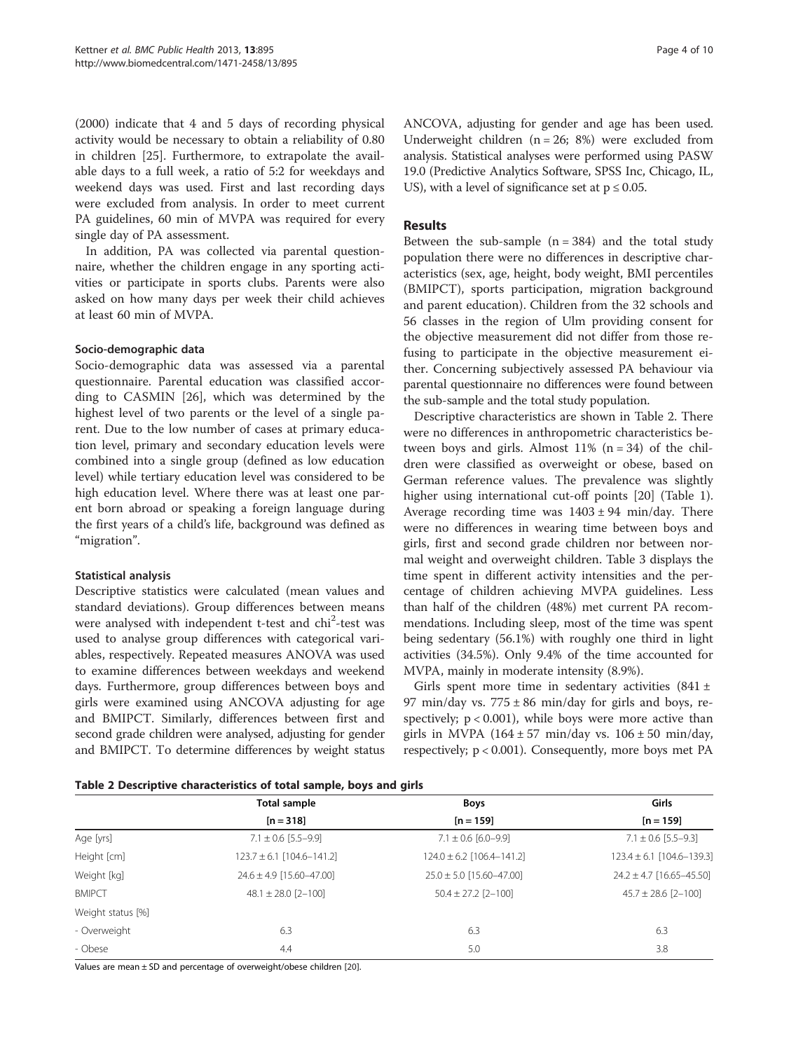(2000) indicate that 4 and 5 days of recording physical activity would be necessary to obtain a reliability of 0.80 in children [25]. Furthermore, to extrapolate the available days to a full week, a ratio of 5:2 for weekdays and weekend days was used. First and last recording days were excluded from analysis. In order to meet current PA guidelines, 60 min of MVPA was required for every single day of PA assessment.

In addition, PA was collected via parental questionnaire, whether the children engage in any sporting activities or participate in sports clubs. Parents were also asked on how many days per week their child achieves at least 60 min of MVPA.

#### Socio-demographic data

Socio-demographic data was assessed via a parental questionnaire. Parental education was classified according to CASMIN [26], which was determined by the highest level of two parents or the level of a single parent. Due to the low number of cases at primary education level, primary and secondary education levels were combined into a single group (defined as low education level) while tertiary education level was considered to be high education level. Where there was at least one parent born abroad or speaking a foreign language during the first years of a child's life, background was defined as "migration".

#### Statistical analysis

Descriptive statistics were calculated (mean values and standard deviations). Group differences between means were analysed with independent t-test and chi$^2$-test was used to analyse group differences with categorical variables, respectively. Repeated measures ANOVA was used to examine differences between weekdays and weekend days. Furthermore, group differences between boys and girls were examined using ANCOVA adjusting for age and BMIPCT. Similarly, differences between first and second grade children were analysed, adjusting for gender and BMIPCT. To determine differences by weight status ANCOVA, adjusting for gender and age has been used. Underweight children ($n = 26$; 8%) were excluded from analysis. Statistical analyses were performed using PASW 19.0 (Predictive Analytics Software, SPSS Inc, Chicago, IL, US), with a level of significance set at $p \leq 0.05$.

## Results

Between the sub-sample ($n = 384$) and the total study population there were no differences in descriptive characteristics (sex, age, height, body weight, BMI percentiles (BMIPCT), sports participation, migration background and parent education). Children from the 32 schools and 56 classes in the region of Ulm providing consent for the objective measurement did not differ from those refusing to participate in the objective measurement either. Concerning subjectively assessed PA behaviour via parental questionnaire no differences were found between the sub-sample and the total study population.

Descriptive characteristics are shown in Table 2. There were no differences in anthropometric characteristics between boys and girls. Almost 11% ($n = 34$) of the children were classified as overweight or obese, based on German reference values. The prevalence was slightly higher using international cut-off points [20] (Table 1). Average recording time was $1403 \pm 94$ min/day. There were no differences in wearing time between boys and girls, first and second grade children nor between normal weight and overweight children. Table 3 displays the time spent in different activity intensities and the percentage of children achieving MVPA guidelines. Less than half of the children (48%) met current PA recommendations. Including sleep, most of the time was spent being sedentary (56.1%) with roughly one third in light activities (34.5%). Only 9.4% of the time accounted for MVPA, mainly in moderate intensity (8.9%).

Girls spent more time in sedentary activities ($841 \pm 97$ min/day vs. $775 \pm 86$ min/day for girls and boys, respectively; $p < 0.001$), while boys were more active than girls in MVPA ($164 \pm 57$ min/day vs. $106 \pm 50$ min/day, respectively; $p < 0.001$). Consequently, more boys met PA

**Table 2 Descriptive characteristics of total sample, boys and girls**

| | Total sample [n = 318] | Boys [n = 159] | Girls [n = 159] |
|---|---|---|---|
| Age [yrs] | 7.1 ± 0.6 [5.5–9.9] | 7.1 ± 0.6 [6.0–9.9] | 7.1 ± 0.6 [5.5–9.3] |
| Height [cm] | 123.7 ± 6.1 [104.6–141.2] | 124.0 ± 6.2 [106.4–141.2] | 123.4 ± 6.1 [104.6–139.3] |
| Weight [kg] | 24.6 ± 4.9 [15.60–47.00] | 25.0 ± 5.0 [15.60–47.00] | 24.2 ± 4.7 [16.65–45.50] |
| BMIPCT | 48.1 ± 28.0 [2–100] | 50.4 ± 27.2 [2–100] | 45.7 ± 28.6 [2–100] |
| Weight status [%] | | | |
| - Overweight | 6.3 | 6.3 | 6.3 |
| - Obese | 4.4 | 5.0 | 3.8 |

Values are mean ± SD and percentage of overweight/obese children [20].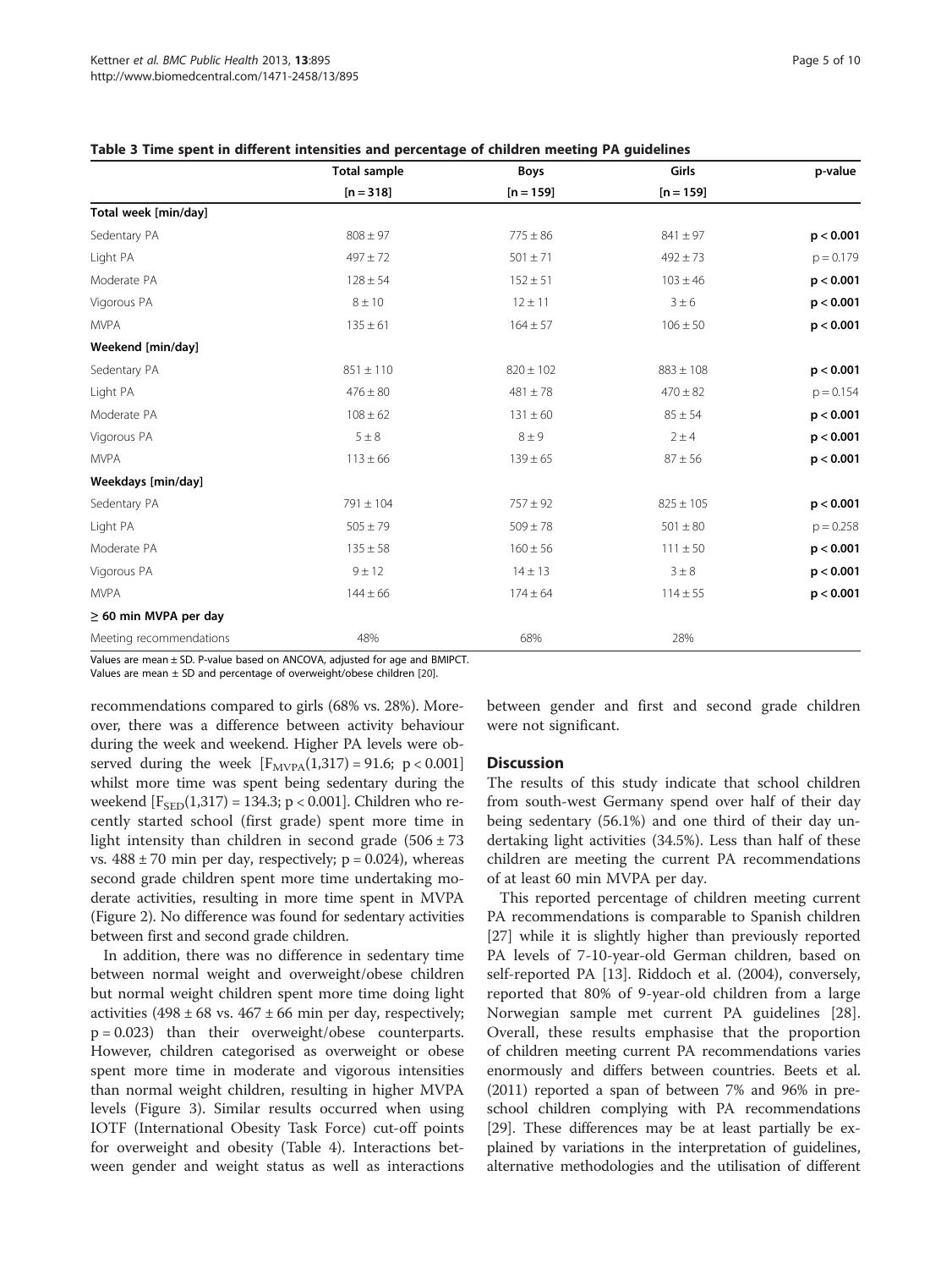**Table 3 Time spent in different intensities and percentage of children meeting PA guidelines**

| | Total sample | Boys | Girls | p-value |
|---|---|---|---|---|
| | [n = 318] | [n = 159] | [n = 159] | |
| **Total week [min/day]** | | | | |
| Sedentary PA | 808 ± 97 | 775 ± 86 | 841 ± 97 | **p < 0.001** |
| Light PA | 497 ± 72 | 501 ± 71 | 492 ± 73 | p = 0.179 |
| Moderate PA | 128 ± 54 | 152 ± 51 | 103 ± 46 | **p < 0.001** |
| Vigorous PA | 8 ± 10 | 12 ± 11 | 3 ± 6 | **p < 0.001** |
| MVPA | 135 ± 61 | 164 ± 57 | 106 ± 50 | **p < 0.001** |
| **Weekend [min/day]** | | | | |
| Sedentary PA | 851 ± 110 | 820 ± 102 | 883 ± 108 | **p < 0.001** |
| Light PA | 476 ± 80 | 481 ± 78 | 470 ± 82 | p = 0.154 |
| Moderate PA | 108 ± 62 | 131 ± 60 | 85 ± 54 | **p < 0.001** |
| Vigorous PA | 5 ± 8 | 8 ± 9 | 2 ± 4 | **p < 0.001** |
| MVPA | 113 ± 66 | 139 ± 65 | 87 ± 56 | **p < 0.001** |
| **Weekdays [min/day]** | | | | |
| Sedentary PA | 791 ± 104 | 757 ± 92 | 825 ± 105 | **p < 0.001** |
| Light PA | 505 ± 79 | 509 ± 78 | 501 ± 80 | p = 0.258 |
| Moderate PA | 135 ± 58 | 160 ± 56 | 111 ± 50 | **p < 0.001** |
| Vigorous PA | 9 ± 12 | 14 ± 13 | 3 ± 8 | **p < 0.001** |
| MVPA | 144 ± 66 | 174 ± 64 | 114 ± 55 | **p < 0.001** |
| **≥ 60 min MVPA per day** | | | | |
| Meeting recommendations | 48% | 68% | 28% | |

Values are mean ± SD. P-value based on ANCOVA, adjusted for age and BMIPCT.
Values are mean ± SD and percentage of overweight/obese children [20].

recommendations compared to girls (68% vs. 28%). Moreover, there was a difference between activity behaviour during the week and weekend. Higher PA levels were observed during the week [$F_{MVPA}(1,317) = 91.6$; $p < 0.001$] whilst more time was spent being sedentary during the weekend [$F_{SED}(1,317) = 134.3$; $p < 0.001$]. Children who recently started school (first grade) spent more time in light intensity than children in second grade (506 ± 73 vs. 488 ± 70 min per day, respectively; p = 0.024), whereas second grade children spent more time undertaking moderate activities, resulting in more time spent in MVPA (Figure 2). No difference was found for sedentary activities between first and second grade children.

In addition, there was no difference in sedentary time between normal weight and overweight/obese children but normal weight children spent more time doing light activities (498 ± 68 vs. 467 ± 66 min per day, respectively; p = 0.023) than their overweight/obese counterparts. However, children categorised as overweight or obese spent more time in moderate and vigorous intensities than normal weight children, resulting in higher MVPA levels (Figure 3). Similar results occurred when using IOTF (International Obesity Task Force) cut-off points for overweight and obesity (Table 4). Interactions between gender and weight status as well as interactions between gender and first and second grade children were not significant.

## Discussion

The results of this study indicate that school children from south-west Germany spend over half of their day being sedentary (56.1%) and one third of their day undertaking light activities (34.5%). Less than half of these children are meeting the current PA recommendations of at least 60 min MVPA per day.

This reported percentage of children meeting current PA recommendations is comparable to Spanish children [27] while it is slightly higher than previously reported PA levels of 7-10-year-old German children, based on self-reported PA [13]. Riddoch et al. (2004), conversely, reported that 80% of 9-year-old children from a large Norwegian sample met current PA guidelines [28]. Overall, these results emphasise that the proportion of children meeting current PA recommendations varies enormously and differs between countries. Beets et al. (2011) reported a span of between 7% and 96% in preschool children complying with PA recommendations [29]. These differences may be at least partially be explained by variations in the interpretation of guidelines, alternative methodologies and the utilisation of different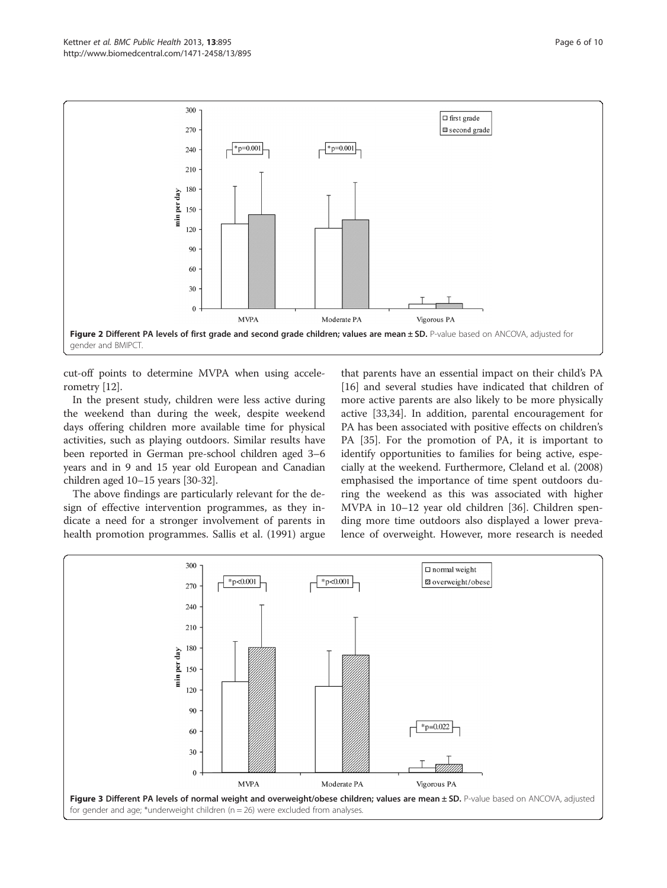Figure 2 Different PA levels of first grade and second grade children; values are mean ± SD. P-value based on ANCOVA, adjusted for gender and BMIPCT.

cut-off points to determine MVPA when using accelerometry [12].

In the present study, children were less active during the weekend than during the week, despite weekend days offering children more available time for physical activities, such as playing outdoors. Similar results have been reported in German pre-school children aged 3–6 years and in 9 and 15 year old European and Canadian children aged 10–15 years [30-32].

The above findings are particularly relevant for the design of effective intervention programmes, as they indicate a need for a stronger involvement of parents in health promotion programmes. Sallis et al. (1991) argue that parents have an essential impact on their child's PA [16] and several studies have indicated that children of more active parents are also likely to be more physically active [33,34]. In addition, parental encouragement for PA has been associated with positive effects on children's PA [35]. For the promotion of PA, it is important to identify opportunities to families for being active, especially at the weekend. Furthermore, Cleland et al. (2008) emphasised the importance of time spent outdoors during the weekend as this was associated with higher MVPA in 10–12 year old children [36]. Children spending more time outdoors also displayed a lower prevalence of overweight. However, more research is needed

Figure 3 Different PA levels of normal weight and overweight/obese children; values are mean ± SD. P-value based on ANCOVA, adjusted for gender and age; *underweight children (n = 26) were excluded from analyses.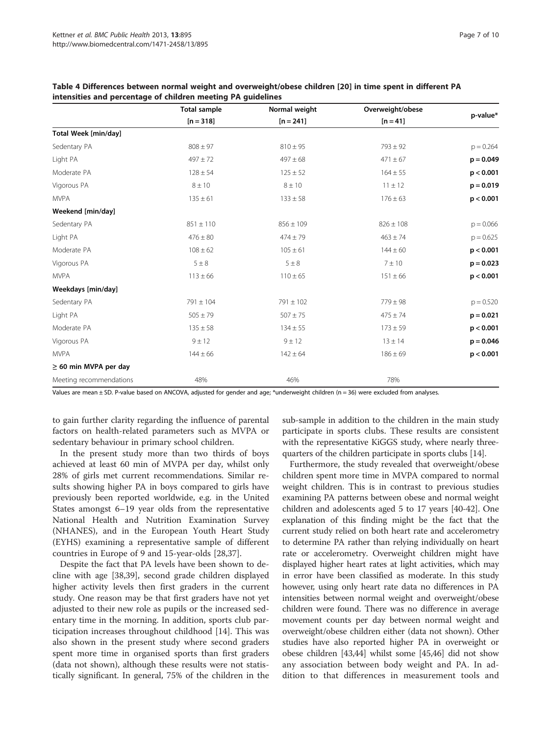**Table 4 Differences between normal weight and overweight/obese children [20] in time spent in different PA intensities and percentage of children meeting PA guidelines**

| | Total sample [n = 318] | Normal weight [n = 241] | Overweight/obese [n = 41] | p-value* |
|---|---|---|---|---|
| **Total Week [min/day]** | | | | |
| Sedentary PA | 808 ± 97 | 810 ± 95 | 793 ± 92 | p = 0.264 |
| Light PA | 497 ± 72 | 497 ± 68 | 471 ± 67 | **p = 0.049** |
| Moderate PA | 128 ± 54 | 125 ± 52 | 164 ± 55 | **p < 0.001** |
| Vigorous PA | 8 ± 10 | 8 ± 10 | 11 ± 12 | **p = 0.019** |
| MVPA | 135 ± 61 | 133 ± 58 | 176 ± 63 | **p < 0.001** |
| **Weekend [min/day]** | | | | |
| Sedentary PA | 851 ± 110 | 856 ± 109 | 826 ± 108 | p = 0.066 |
| Light PA | 476 ± 80 | 474 ± 79 | 463 ± 74 | p = 0.625 |
| Moderate PA | 108 ± 62 | 105 ± 61 | 144 ± 60 | **p < 0.001** |
| Vigorous PA | 5 ± 8 | 5 ± 8 | 7 ± 10 | **p = 0.023** |
| MVPA | 113 ± 66 | 110 ± 65 | 151 ± 66 | **p < 0.001** |
| **Weekdays [min/day]** | | | | |
| Sedentary PA | 791 ± 104 | 791 ± 102 | 779 ± 98 | p = 0.520 |
| Light PA | 505 ± 79 | 507 ± 75 | 475 ± 74 | **p = 0.021** |
| Moderate PA | 135 ± 58 | 134 ± 55 | 173 ± 59 | **p < 0.001** |
| Vigorous PA | 9 ± 12 | 9 ± 12 | 13 ± 14 | **p = 0.046** |
| MVPA | 144 ± 66 | 142 ± 64 | 186 ± 69 | **p < 0.001** |
| **≥ 60 min MVPA per day** | | | | |
| Meeting recommendations | 48% | 46% | 78% | |

Values are mean ± SD. P-value based on ANCOVA, adjusted for gender and age; *underweight children (n = 36) were excluded from analyses.

to gain further clarity regarding the influence of parental factors on health-related parameters such as MVPA or sedentary behaviour in primary school children.

In the present study more than two thirds of boys achieved at least 60 min of MVPA per day, whilst only 28% of girls met current recommendations. Similar results showing higher PA in boys compared to girls have previously been reported worldwide, e.g. in the United States amongst 6–19 year olds from the representative National Health and Nutrition Examination Survey (NHANES), and in the European Youth Heart Study (EYHS) examining a representative sample of different countries in Europe of 9 and 15-year-olds [28,37].

Despite the fact that PA levels have been shown to decline with age [38,39], second grade children displayed higher activity levels then first graders in the current study. One reason may be that first graders have not yet adjusted to their new role as pupils or the increased sedentary time in the morning. In addition, sports club participation increases throughout childhood [14]. This was also shown in the present study where second graders spent more time in organised sports than first graders (data not shown), although these results were not statistically significant. In general, 75% of the children in the sub-sample in addition to the children in the main study participate in sports clubs. These results are consistent with the representative KiGGS study, where nearly three-quarters of the children participate in sports clubs [14].

Furthermore, the study revealed that overweight/obese children spent more time in MVPA compared to normal weight children. This is in contrast to previous studies examining PA patterns between obese and normal weight children and adolescents aged 5 to 17 years [40-42]. One explanation of this finding might be the fact that the current study relied on both heart rate and accelerometry to determine PA rather than relying individually on heart rate or accelerometry. Overweight children might have displayed higher heart rates at light activities, which may in error have been classified as moderate. In this study however, using only heart rate data no differences in PA intensities between normal weight and overweight/obese children were found. There was no difference in average movement counts per day between normal weight and overweight/obese children either (data not shown). Other studies have also reported higher PA in overweight or obese children [43,44] whilst some [45,46] did not show any association between body weight and PA. In addition to that differences in measurement tools and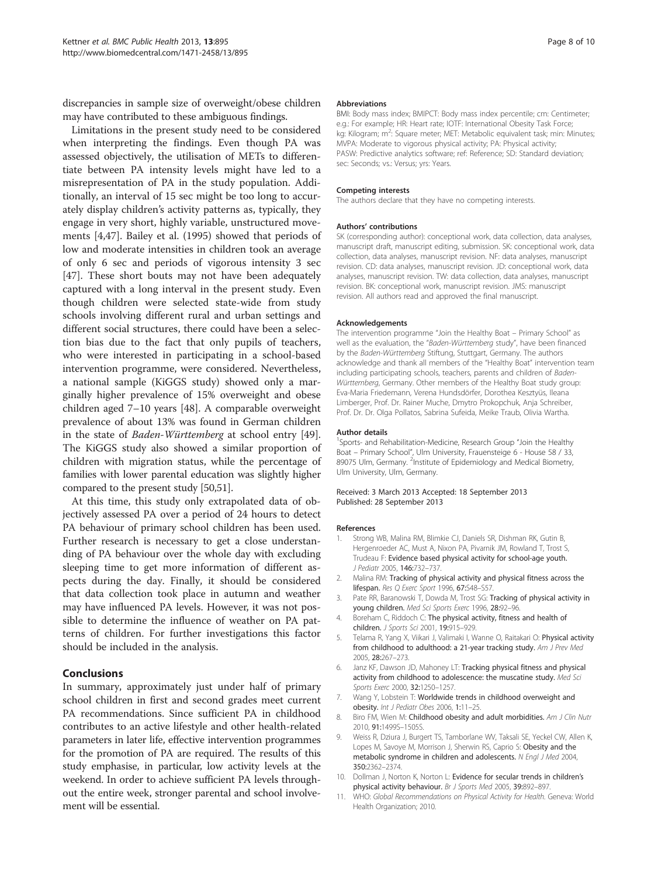discrepancies in sample size of overweight/obese children may have contributed to these ambiguous findings.

Limitations in the present study need to be considered when interpreting the findings. Even though PA was assessed objectively, the utilisation of METs to differentiate between PA intensity levels might have led to a misrepresentation of PA in the study population. Additionally, an interval of 15 sec might be too long to accurately display children's activity patterns as, typically, they engage in very short, highly variable, unstructured movements [4,47]. Bailey et al. (1995) showed that periods of low and moderate intensities in children took an average of only 6 sec and periods of vigorous intensity 3 sec [47]. These short bouts may not have been adequately captured with a long interval in the present study. Even though children were selected state-wide from study schools involving different rural and urban settings and different social structures, there could have been a selection bias due to the fact that only pupils of teachers, who were interested in participating in a school-based intervention programme, were considered. Nevertheless, a national sample (KiGGS study) showed only a marginally higher prevalence of 15% overweight and obese children aged 7–10 years [48]. A comparable overweight prevalence of about 13% was found in German children in the state of *Baden-Württemberg* at school entry [49]. The KiGGS study also showed a similar proportion of children with migration status, while the percentage of families with lower parental education was slightly higher compared to the present study [50,51].

At this time, this study only extrapolated data of objectively assessed PA over a period of 24 hours to detect PA behaviour of primary school children has been used. Further research is necessary to get a close understanding of PA behaviour over the whole day with excluding sleeping time to get more information of different aspects during the day. Finally, it should be considered that data collection took place in autumn and weather may have influenced PA levels. However, it was not possible to determine the influence of weather on PA patterns of children. For further investigations this factor should be included in the analysis.

## Conclusions

In summary, approximately just under half of primary school children in first and second grades meet current PA recommendations. Since sufficient PA in childhood contributes to an active lifestyle and other health-related parameters in later life, effective intervention programmes for the promotion of PA are required. The results of this study emphasise, in particular, low activity levels at the weekend. In order to achieve sufficient PA levels throughout the entire week, stronger parental and school involvement will be essential.

#### Abbreviations

BMI: Body mass index; BMIPCT: Body mass index percentile; cm: Centimeter; e.g.: For example; HR: Heart rate; IOTF: International Obesity Task Force; kg: Kilogram; $m^2$: Square meter; MET: Metabolic equivalent task; min: Minutes; MVPA: Moderate to vigorous physical activity; PA: Physical activity; PASW: Predictive analytics software; ref: Reference; SD: Standard deviation; sec: Seconds; vs.: Versus; yrs: Years.

#### Competing interests

The authors declare that they have no competing interests.

#### Authors' contributions

SK (corresponding author): conceptional work, data collection, data analyses, manuscript draft, manuscript editing, submission. SK: conceptional work, data collection, data analyses, manuscript revision. NF: data analyses, manuscript revision. CD: data analyses, manuscript revision. JD: conceptional work, data analyses, manuscript revision. TW: data collection, data analyses, manuscript revision. BK: conceptional work, manuscript revision. JMS: manuscript revision. All authors read and approved the final manuscript.

#### Acknowledgements

The intervention programme "Join the Healthy Boat – Primary School" as well as the evaluation, the "*Baden-Württemberg* study", have been financed by the *Baden-Württemberg* Stiftung, Stuttgart, Germany. The authors acknowledge and thank all members of the "Healthy Boat" intervention team including participating schools, teachers, parents and children of *Baden-Württemberg*, Germany. Other members of the Healthy Boat study group: Eva-Maria Friedemann, Verena Hundsdörfer, Dorothea Kesztyüs, Ileana Limberger, Prof. Dr. Rainer Muche, Dmytro Prokopchuk, Anja Schreiber, Prof. Dr. Dr. Olga Pollatos, Sabrina Sufeida, Meike Traub, Olivia Wartha.

#### Author details

[1]Sports- and Rehabilitation-Medicine, Research Group "Join the Healthy Boat – Primary School", Ulm University, Frauensteige 6 - House 58 / 33, 89075 Ulm, Germany. [2]Institute of Epidemiology and Medical Biometry, Ulm University, Ulm, Germany.

Received: 3 March 2013 Accepted: 18 September 2013
Published: 28 September 2013

#### References

1. Strong WB, Malina RM, Blimkie CJ, Daniels SR, Dishman RK, Gutin B, Hergenroeder AC, Must A, Nixon PA, Pivarnik JM, Rowland T, Trost S, Trudeau F: **Evidence based physical activity for school-age youth.** *J Pediatr* 2005, **146:**732–737.
2. Malina RM: **Tracking of physical activity and physical fitness across the lifespan.** *Res Q Exerc Sport* 1996, **67:**S48–S57.
3. Pate RR, Baranowski T, Dowda M, Trost SG: **Tracking of physical activity in young children.** *Med Sci Sports Exerc* 1996, **28:**92–96.
4. Boreham C, Riddoch C: **The physical activity, fitness and health of children.** *J Sports Sci* 2001, **19:**915–929.
5. Telama R, Yang X, Viikari J, Valimaki I, Wanne O, Raitakari O: **Physical activity from childhood to adulthood: a 21-year tracking study.** *Am J Prev Med* 2005, **28:**267–273.
6. Janz KF, Dawson JD, Mahoney LT: **Tracking physical fitness and physical activity from childhood to adolescence: the muscatine study.** *Med Sci Sports Exerc* 2000, **32:**1250–1257.
7. Wang Y, Lobstein T: **Worldwide trends in childhood overweight and obesity.** *Int J Pediatr Obes* 2006, **1:**11–25.
8. Biro FM, Wien M: **Childhood obesity and adult morbidities.** *Am J Clin Nutr* 2010, **91:**1499S–1505S.
9. Weiss R, Dziura J, Burgert TS, Tamborlane WV, Taksali SE, Yeckel CW, Allen K, Lopes M, Savoye M, Morrison J, Sherwin RS, Caprio S: **Obesity and the metabolic syndrome in children and adolescents.** *N Engl J Med* 2004, **350:**2362–2374.
10. Dollman J, Norton K, Norton L: **Evidence for secular trends in children's physical activity behaviour.** *Br J Sports Med* 2005, **39:**892–897.
11. WHO: *Global Recommendations on Physical Activity for Health.* Geneva: World Health Organization; 2010.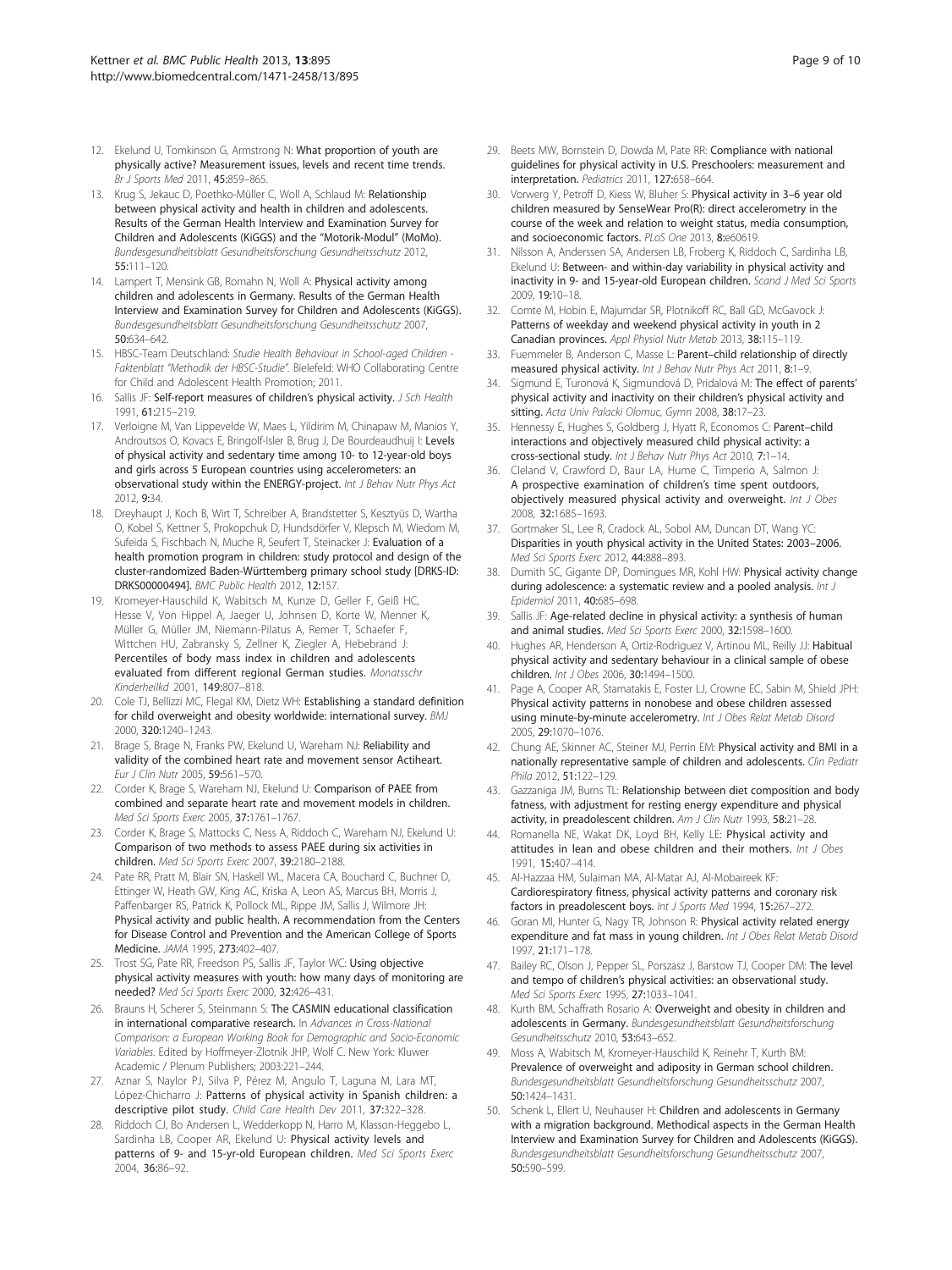12. Ekelund U, Tomkinson G, Armstrong N: **What proportion of youth are physically active? Measurement issues, levels and recent time trends.** *Br J Sports Med* 2011, **45**:859–865.
13. Krug S, Jekauc D, Poethko-Müller C, Woll A, Schlaud M: **Relationship between physical activity and health in children and adolescents. Results of the German Health Interview and Examination Survey for Children and Adolescents (KiGGS) and the "Motorik-Modul" (MoMo).** *Bundesgesundheitsblatt Gesundheitsforschung Gesundheitsschutz* 2012, **55**:111–120.
14. Lampert T, Mensink GB, Romahn N, Woll A: **Physical activity among children and adolescents in Germany. Results of the German Health Interview and Examination Survey for Children and Adolescents (KiGGS).** *Bundesgesundheitsblatt Gesundheitsforschung Gesundheitsschutz* 2007, **50**:634–642.
15. HBSC-Team Deutschland: *Studie Health Behaviour in School-aged Children - Faktenblatt "Methodik der HBSC-Studie".* Bielefeld: WHO Collaborating Centre for Child and Adolescent Health Promotion; 2011.
16. Sallis JF: **Self-report measures of children's physical activity.** *J Sch Health* 1991, **61**:215–219.
17. Verloigne M, Van Lippevelde W, Maes L, Yildirim M, Chinapaw M, Manios Y, Androutsos O, Kovacs E, Bringolf-Isler B, Brug J, De Bourdeaudhuij I: **Levels of physical activity and sedentary time among 10- to 12-year-old boys and girls across 5 European countries using accelerometers: an observational study within the ENERGY-project.** *Int J Behav Nutr Phys Act* 2012, **9**:34.
18. Dreyhaupt J, Koch B, Wirt T, Schreiber A, Brandstetter S, Kesztyüs D, Wartha O, Kobel S, Kettner S, Prokopchuk D, Hundsdörfer V, Klepsch M, Wiedom M, Sufeida S, Fischbach N, Muche R, Seufert T, Steinacker J: **Evaluation of a health promotion program in children: study protocol and design of the cluster-randomized Baden-Württemberg primary school study [DRKS-ID: DRKS00000494].** *BMC Public Health* 2012, **12**:157.
19. Kromeyer-Hauschild K, Wabitsch M, Kunze D, Geller F, Geiß HC, Hesse V, Von Hippel A, Jaeger U, Johnsen D, Korte W, Menner K, Müller G, Müller JM, Niemann-Pilatus A, Remer T, Schaefer F, Wittchen HU, Zabransky S, Zellner K, Ziegler A, Hebebrand J: **Percentiles of body mass index in children and adolescents evaluated from different regional German studies.** *Monatsschr Kinderheilkd* 2001, **149**:807–818.
20. Cole TJ, Bellizzi MC, Flegal KM, Dietz WH: **Establishing a standard definition for child overweight and obesity worldwide: international survey.** *BMJ* 2000, **320**:1240–1243.
21. Brage S, Brage N, Franks PW, Ekelund U, Wareham NJ: **Reliability and validity of the combined heart rate and movement sensor Actiheart.** *Eur J Clin Nutr* 2005, **59**:561–570.
22. Corder K, Brage S, Wareham NJ, Ekelund U: **Comparison of PAEE from combined and separate heart rate and movement models in children.** *Med Sci Sports Exerc* 2005, **37**:1761–1767.
23. Corder K, Brage S, Mattocks C, Ness A, Riddoch C, Wareham NJ, Ekelund U: **Comparison of two methods to assess PAEE during six activities in children.** *Med Sci Sports Exerc* 2007, **39**:2180–2188.
24. Pate RR, Pratt M, Blair SN, Haskell WL, Macera CA, Bouchard C, Buchner D, Ettinger W, Heath GW, King AC, Kriska A, Leon AS, Marcus BH, Morris J, Paffenbarger RS, Patrick K, Pollock ML, Rippe JM, Sallis J, Wilmore JH: **Physical activity and public health. A recommendation from the Centers for Disease Control and Prevention and the American College of Sports Medicine.** *JAMA* 1995, **273**:402–407.
25. Trost SG, Pate RR, Freedson PS, Sallis JF, Taylor WC: **Using objective physical activity measures with youth: how many days of monitoring are needed?** *Med Sci Sports Exerc* 2000, **32**:426–431.
26. Brauns H, Scherer S, Steinmann S: **The CASMIN educational classification in international comparative research.** In *Advances in Cross-National Comparison: a European Working Book for Demographic and Socio-Economic Variables.* Edited by Hoffmeyer-Zlotnik JHP, Wolf C. New York: Kluwer Academic / Plenum Publishers; 2003:221–244.
27. Aznar S, Naylor PJ, Silva P, Pérez M, Angulo T, Laguna M, Lara MT, López-Chicharro J: **Patterns of physical activity in Spanish children: a descriptive pilot study.** *Child Care Health Dev* 2011, **37**:322–328.
28. Riddoch CJ, Bo Andersen L, Wedderkopp N, Harro M, Klasson-Heggebo L, Sardinha LB, Cooper AR, Ekelund U: **Physical activity levels and patterns of 9- and 15-yr-old European children.** *Med Sci Sports Exerc* 2004, **36**:86–92.
29. Beets MW, Bornstein D, Dowda M, Pate RR: **Compliance with national guidelines for physical activity in U.S. Preschoolers: measurement and interpretation.** *Pediatrics* 2011, **127**:658–664.
30. Vorwerg Y, Petroff D, Kiess W, Bluher S: **Physical activity in 3–6 year old children measured by SenseWear Pro(R): direct accelerometry in the course of the week and relation to weight status, media consumption, and socioeconomic factors.** *PLoS One* 2013, **8**:e60619.
31. Nilsson A, Anderssen SA, Andersen LB, Froberg K, Riddoch C, Sardinha LB, Ekelund U: **Between- and within-day variability in physical activity and inactivity in 9- and 15-year-old European children.** *Scand J Med Sci Sports* 2009, **19**:10–18.
32. Comte M, Hobin E, Majumdar SR, Plotnikoff RC, Ball GD, McGavock J: **Patterns of weekday and weekend physical activity in youth in 2 Canadian provinces.** *Appl Physiol Nutr Metab* 2013, **38**:115–119.
33. Fuemmeler B, Anderson C, Masse L: **Parent–child relationship of directly measured physical activity.** *Int J Behav Nutr Phys Act* 2011, **8**:1–9.
34. Sigmund E, Turonová K, Sigmundová D, Pridalová M: **The effect of parents' physical activity and inactivity on their children's physical activity and sitting.** *Acta Univ Palacki Olomuc, Gymn* 2008, **38**:17–23.
35. Hennessy E, Hughes S, Goldberg J, Hyatt R, Economos C: **Parent–child interactions and objectively measured child physical activity: a cross-sectional study.** *Int J Behav Nutr Phys Act* 2010, **7**:1–14.
36. Cleland V, Crawford D, Baur LA, Hume C, Timperio A, Salmon J: **A prospective examination of children's time spent outdoors, objectively measured physical activity and overweight.** *Int J Obes* 2008, **32**:1685–1693.
37. Gortmaker SL, Lee R, Cradock AL, Sobol AM, Duncan DT, Wang YC: **Disparities in youth physical activity in the United States: 2003–2006.** *Med Sci Sports Exerc* 2012, **44**:888–893.
38. Dumith SC, Gigante DP, Domingues MR, Kohl HW: **Physical activity change during adolescence: a systematic review and a pooled analysis.** *Int J Epidemiol* 2011, **40**:685–698.
39. Sallis JF: **Age-related decline in physical activity: a synthesis of human and animal studies.** *Med Sci Sports Exerc* 2000, **32**:1598–1600.
40. Hughes AR, Henderson A, Ortiz-Rodriguez V, Artinou ML, Reilly JJ: **Habitual physical activity and sedentary behaviour in a clinical sample of obese children.** *Int J Obes* 2006, **30**:1494–1500.
41. Page A, Cooper AR, Stamatakis E, Foster LJ, Crowne EC, Sabin M, Shield JPH: **Physical activity patterns in nonobese and obese children assessed using minute-by-minute accelerometry.** *Int J Obes Relat Metab Disord* 2005, **29**:1070–1076.
42. Chung AE, Skinner AC, Steiner MJ, Perrin EM: **Physical activity and BMI in a nationally representative sample of children and adolescents.** *Clin Pediatr Phila* 2012, **51**:122–129.
43. Gazzaniga JM, Burns TL: **Relationship between diet composition and body fatness, with adjustment for resting energy expenditure and physical activity, in preadolescent children.** *Am J Clin Nutr* 1993, **58**:21–28.
44. Romanella NE, Wakat DK, Loyd BH, Kelly LE: **Physical activity and attitudes in lean and obese children and their mothers.** *Int J Obes* 1991, **15**:407–414.
45. Al-Hazzaa HM, Sulaiman MA, Al-Matar AJ, Al-Mobaireek KF: **Cardiorespiratory fitness, physical activity patterns and coronary risk factors in preadolescent boys.** *Int J Sports Med* 1994, **15**:267–272.
46. Goran MI, Hunter G, Nagy TR, Johnson R: **Physical activity related energy expenditure and fat mass in young children.** *Int J Obes Relat Metab Disord* 1997, **21**:171–178.
47. Bailey RC, Olson J, Pepper SL, Porszasz J, Barstow TJ, Cooper DM: **The level and tempo of children's physical activities: an observational study.** *Med Sci Sports Exerc* 1995, **27**:1033–1041.
48. Kurth BM, Schaffrath Rosario A: **Overweight and obesity in children and adolescents in Germany.** *Bundesgesundheitsblatt Gesundheitsforschung Gesundheitsschutz* 2010, **53**:643–652.
49. Moss A, Wabitsch M, Kromeyer-Hauschild K, Reinehr T, Kurth BM: **Prevalence of overweight and adiposity in German school children.** *Bundesgesundheitsblatt Gesundheitsforschung Gesundheitsschutz* 2007, **50**:1424–1431.
50. Schenk L, Ellert U, Neuhauser H: **Children and adolescents in Germany with a migration background. Methodical aspects in the German Health Interview and Examination Survey for Children and Adolescents (KiGGS).** *Bundesgesundheitsblatt Gesundheitsforschung Gesundheitsschutz* 2007, **50**:590–599.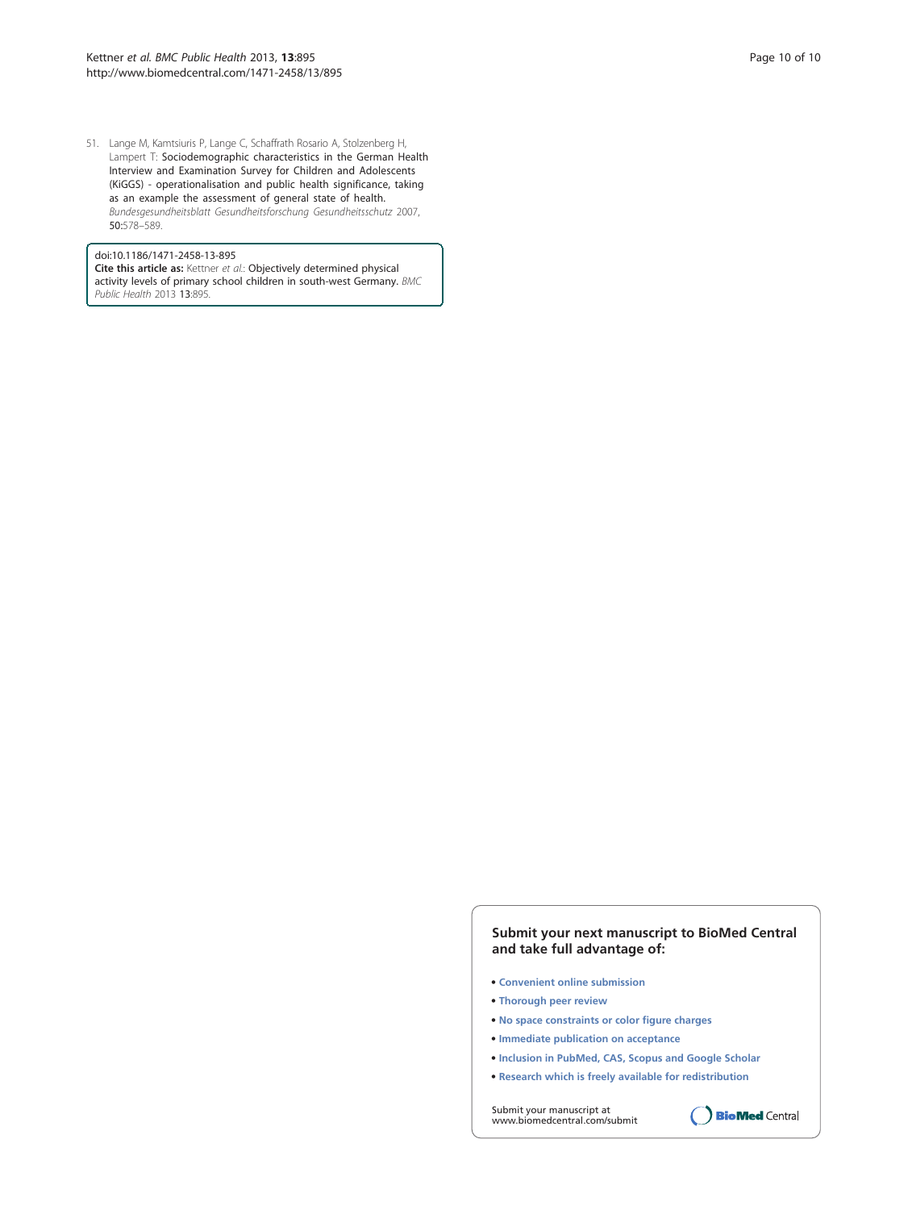51. Lange M, Kamtsiuris P, Lange C, Schaffrath Rosario A, Stolzenberg H, Lampert T: Sociodemographic characteristics in the German Health Interview and Examination Survey for Children and Adolescents (KiGGS) - operationalisation and public health significance, taking as an example the assessment of general state of health. *Bundesgesundheitsblatt Gesundheitsforschung Gesundheitsschutz* 2007, **50:**578–589.

doi:10.1186/1471-2458-13-895
**Cite this article as:** Kettner *et al.*: Objectively determined physical activity levels of primary school children in south-west Germany. *BMC Public Health* 2013 **13**:895.

**Submit your next manuscript to BioMed Central and take full advantage of:**

- **Convenient online submission**
- **Thorough peer review**
- **No space constraints or color figure charges**
- **Immediate publication on acceptance**
- **Inclusion in PubMed, CAS, Scopus and Google Scholar**
- **Research which is freely available for redistribution**

Submit your manuscript at
www.biomedcentral.com/submit

BioMed Central